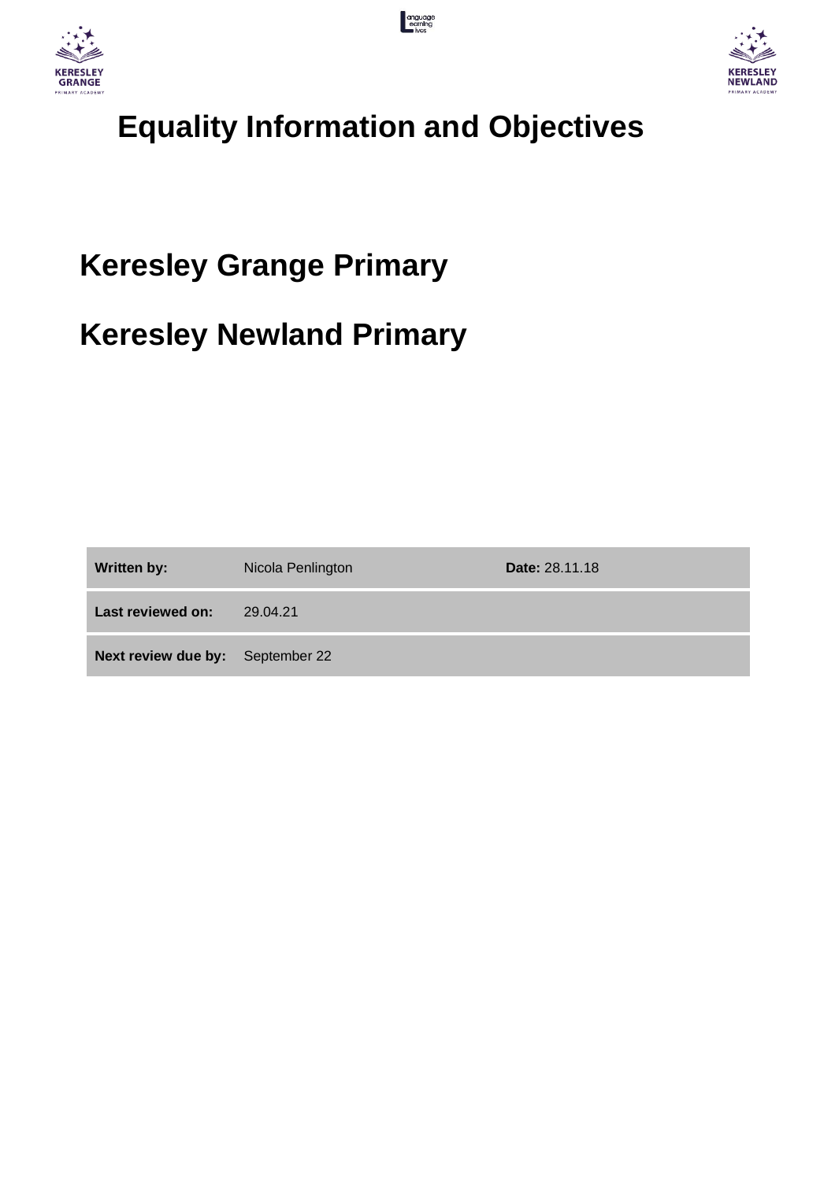# Equality Information and Objectives

## Keresley Grange Primary

## Keresley Newland Primary

| | | |
|---|---|---|
| **Written by:** | Nicola Penlington | **Date:** 28.11.18 |
| **Last reviewed on:** | 29.04.21 | |
| **Next review due by:** | September 22 | |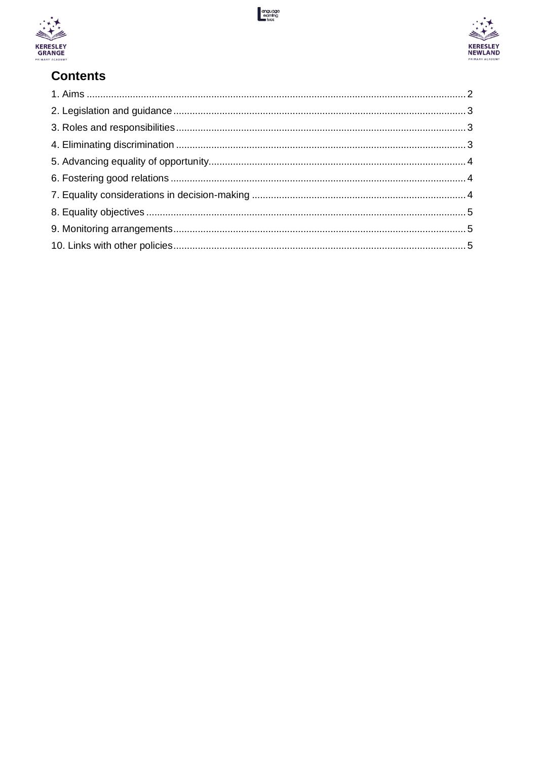## Contents

1. Aims ..... 2
2. Legislation and guidance ..... 3
3. Roles and responsibilities ..... 3
4. Eliminating discrimination ..... 3
5. Advancing equality of opportunity ..... 4
6. Fostering good relations ..... 4
7. Equality considerations in decision-making ..... 4
8. Equality objectives ..... 5
9. Monitoring arrangements ..... 5
10. Links with other policies ..... 5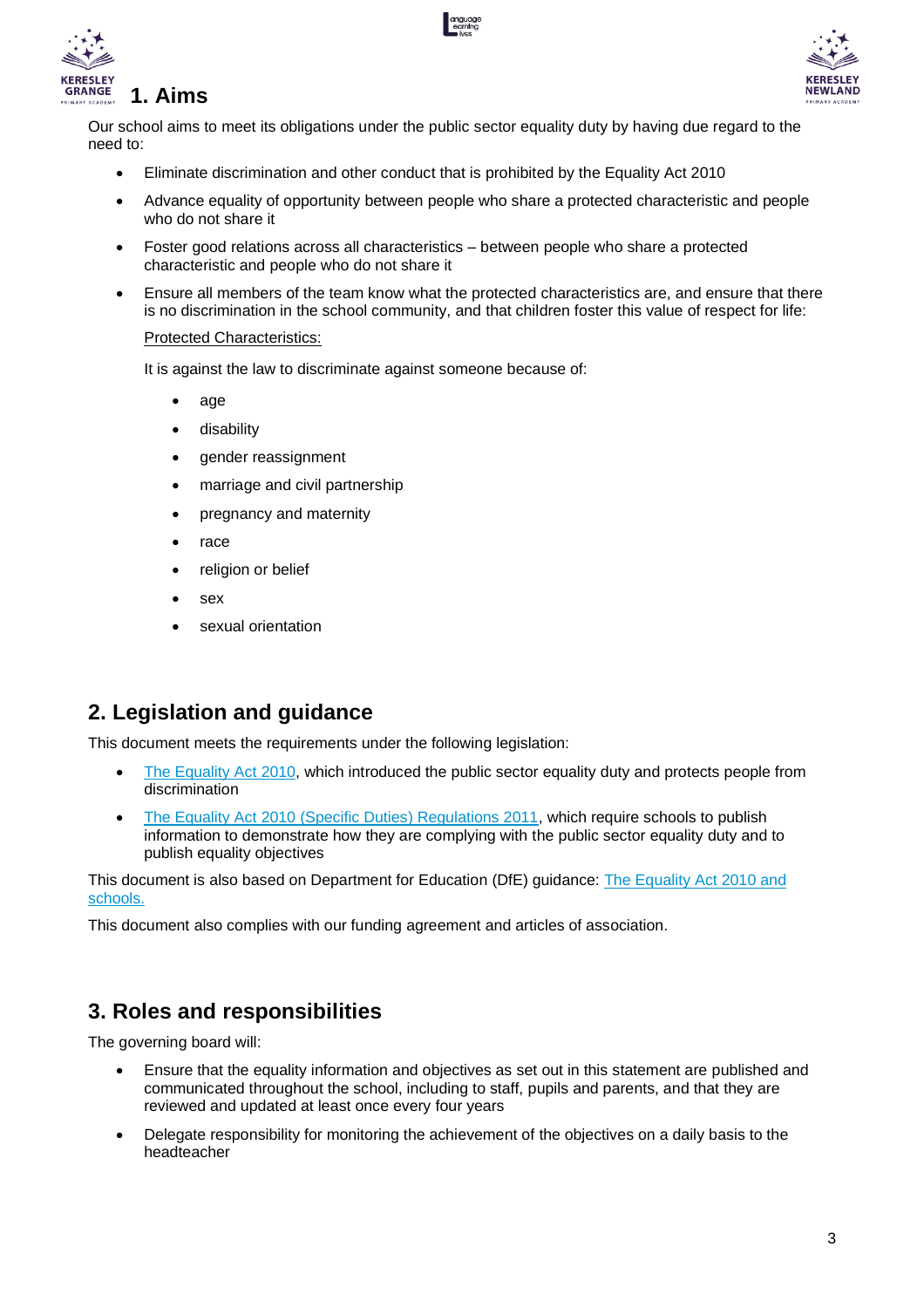## 1. Aims

Our school aims to meet its obligations under the public sector equality duty by having due regard to the need to:

- Eliminate discrimination and other conduct that is prohibited by the Equality Act 2010
- Advance equality of opportunity between people who share a protected characteristic and people who do not share it
- Foster good relations across all characteristics – between people who share a protected characteristic and people who do not share it
- Ensure all members of the team know what the protected characteristics are, and ensure that there is no discrimination in the school community, and that children foster this value of respect for life:

  Protected Characteristics:

  It is against the law to discriminate against someone because of:

  - age
  - disability
  - gender reassignment
  - marriage and civil partnership
  - pregnancy and maternity
  - race
  - religion or belief
  - sex
  - sexual orientation

## 2. Legislation and guidance

This document meets the requirements under the following legislation:

- The Equality Act 2010, which introduced the public sector equality duty and protects people from discrimination
- The Equality Act 2010 (Specific Duties) Regulations 2011, which require schools to publish information to demonstrate how they are complying with the public sector equality duty and to publish equality objectives

This document is also based on Department for Education (DfE) guidance: The Equality Act 2010 and schools.

This document also complies with our funding agreement and articles of association.

## 3. Roles and responsibilities

The governing board will:

- Ensure that the equality information and objectives as set out in this statement are published and communicated throughout the school, including to staff, pupils and parents, and that they are reviewed and updated at least once every four years
- Delegate responsibility for monitoring the achievement of the objectives on a daily basis to the headteacher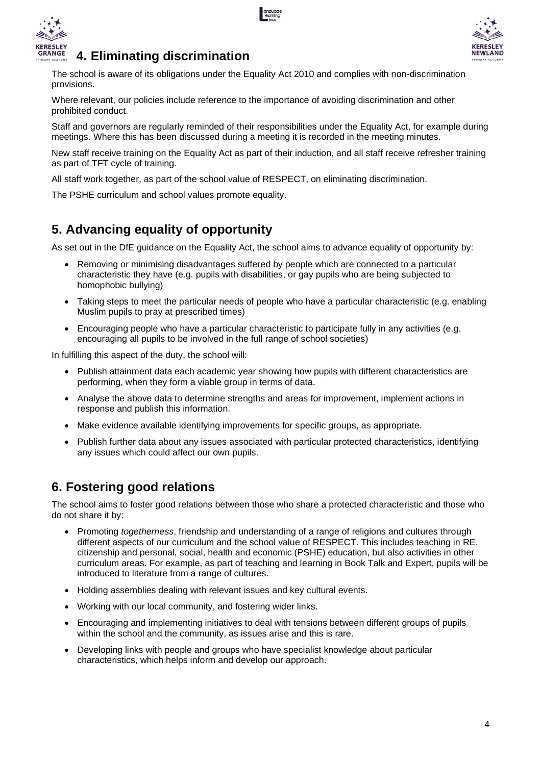## 4. Eliminating discrimination

The school is aware of its obligations under the Equality Act 2010 and complies with non-discrimination provisions.

Where relevant, our policies include reference to the importance of avoiding discrimination and other prohibited conduct.

Staff and governors are regularly reminded of their responsibilities under the Equality Act, for example during meetings. Where this has been discussed during a meeting it is recorded in the meeting minutes.

New staff receive training on the Equality Act as part of their induction, and all staff receive refresher training as part of TFT cycle of training.

All staff work together, as part of the school value of RESPECT, on eliminating discrimination.

The PSHE curriculum and school values promote equality.

## 5. Advancing equality of opportunity

As set out in the DfE guidance on the Equality Act, the school aims to advance equality of opportunity by:

- Removing or minimising disadvantages suffered by people which are connected to a particular characteristic they have (e.g. pupils with disabilities, or gay pupils who are being subjected to homophobic bullying)
- Taking steps to meet the particular needs of people who have a particular characteristic (e.g. enabling Muslim pupils to pray at prescribed times)
- Encouraging people who have a particular characteristic to participate fully in any activities (e.g. encouraging all pupils to be involved in the full range of school societies)

In fulfilling this aspect of the duty, the school will:

- Publish attainment data each academic year showing how pupils with different characteristics are performing, when they form a viable group in terms of data.
- Analyse the above data to determine strengths and areas for improvement, implement actions in response and publish this information.
- Make evidence available identifying improvements for specific groups, as appropriate.
- Publish further data about any issues associated with particular protected characteristics, identifying any issues which could affect our own pupils.

## 6. Fostering good relations

The school aims to foster good relations between those who share a protected characteristic and those who do not share it by:

- Promoting *togetherness*, friendship and understanding of a range of religions and cultures through different aspects of our curriculum and the school value of RESPECT. This includes teaching in RE, citizenship and personal, social, health and economic (PSHE) education, but also activities in other curriculum areas. For example, as part of teaching and learning in Book Talk and Expert, pupils will be introduced to literature from a range of cultures.
- Holding assemblies dealing with relevant issues and key cultural events.
- Working with our local community, and fostering wider links.
- Encouraging and implementing initiatives to deal with tensions between different groups of pupils within the school and the community, as issues arise and this is rare.
- Developing links with people and groups who have specialist knowledge about particular characteristics, which helps inform and develop our approach.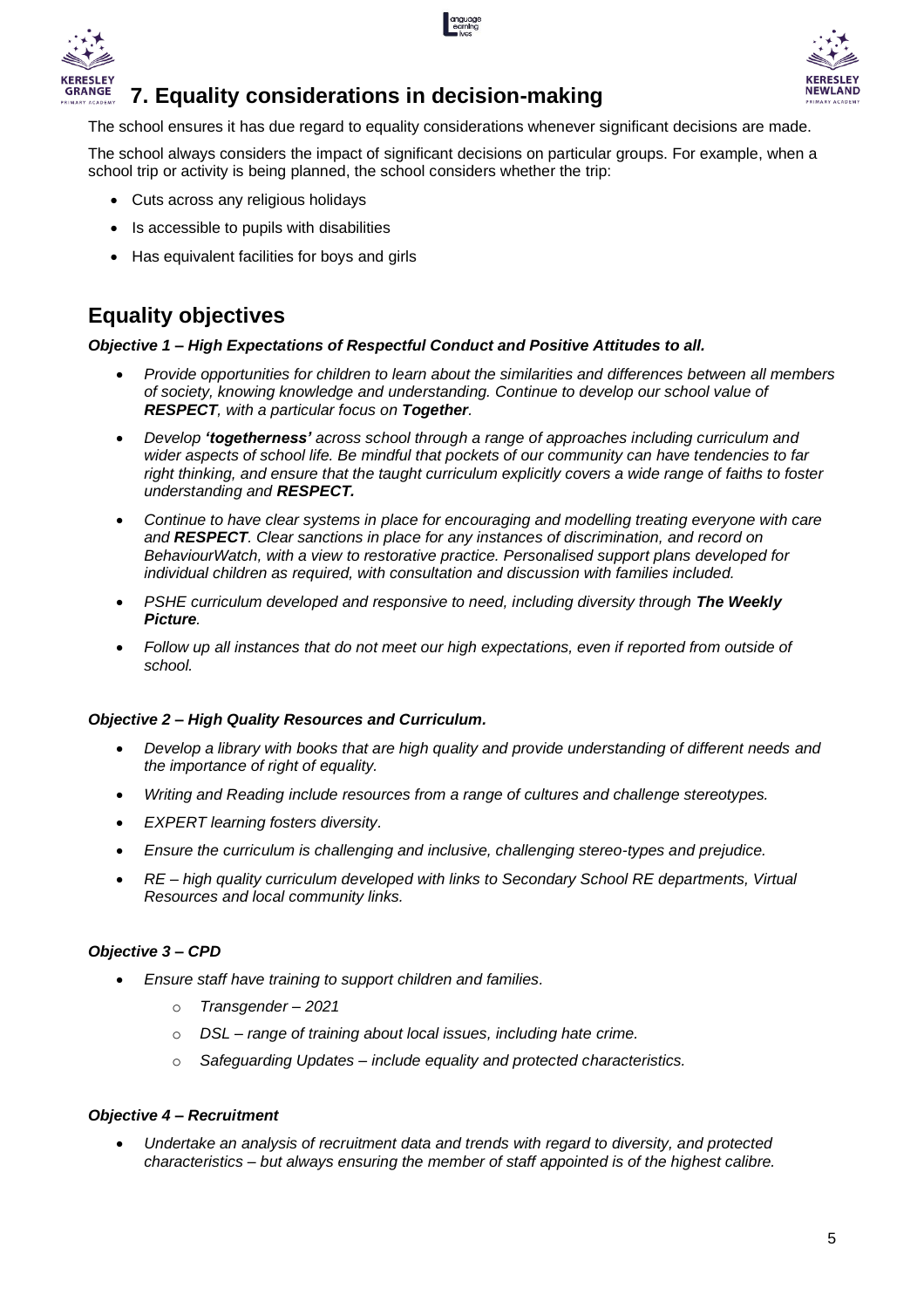## 7. Equality considerations in decision-making

The school ensures it has due regard to equality considerations whenever significant decisions are made.

The school always considers the impact of significant decisions on particular groups. For example, when a school trip or activity is being planned, the school considers whether the trip:

- Cuts across any religious holidays
- Is accessible to pupils with disabilities
- Has equivalent facilities for boys and girls

## Equality objectives

***Objective 1 – High Expectations of Respectful Conduct and Positive Attitudes to all.***

- *Provide opportunities for children to learn about the similarities and differences between all members of society, knowing knowledge and understanding. Continue to develop our school value of **RESPECT**, with a particular focus on **Together**.*
- *Develop **'togetherness'** across school through a range of approaches including curriculum and wider aspects of school life. Be mindful that pockets of our community can have tendencies to far right thinking, and ensure that the taught curriculum explicitly covers a wide range of faiths to foster understanding and **RESPECT.***
- *Continue to have clear systems in place for encouraging and modelling treating everyone with care and **RESPECT**. Clear sanctions in place for any instances of discrimination, and record on BehaviourWatch, with a view to restorative practice. Personalised support plans developed for individual children as required, with consultation and discussion with families included.*
- *PSHE curriculum developed and responsive to need, including diversity through **The Weekly Picture**.*
- *Follow up all instances that do not meet our high expectations, even if reported from outside of school.*

***Objective 2 – High Quality Resources and Curriculum.***

- *Develop a library with books that are high quality and provide understanding of different needs and the importance of right of equality.*
- *Writing and Reading include resources from a range of cultures and challenge stereotypes.*
- *EXPERT learning fosters diversity.*
- *Ensure the curriculum is challenging and inclusive, challenging stereo-types and prejudice.*
- *RE – high quality curriculum developed with links to Secondary School RE departments, Virtual Resources and local community links.*

***Objective 3 – CPD***

- *Ensure staff have training to support children and families.*
  - *Transgender – 2021*
  - *DSL – range of training about local issues, including hate crime.*
  - *Safeguarding Updates – include equality and protected characteristics.*

***Objective 4 – Recruitment***

- *Undertake an analysis of recruitment data and trends with regard to diversity, and protected characteristics – but always ensuring the member of staff appointed is of the highest calibre.*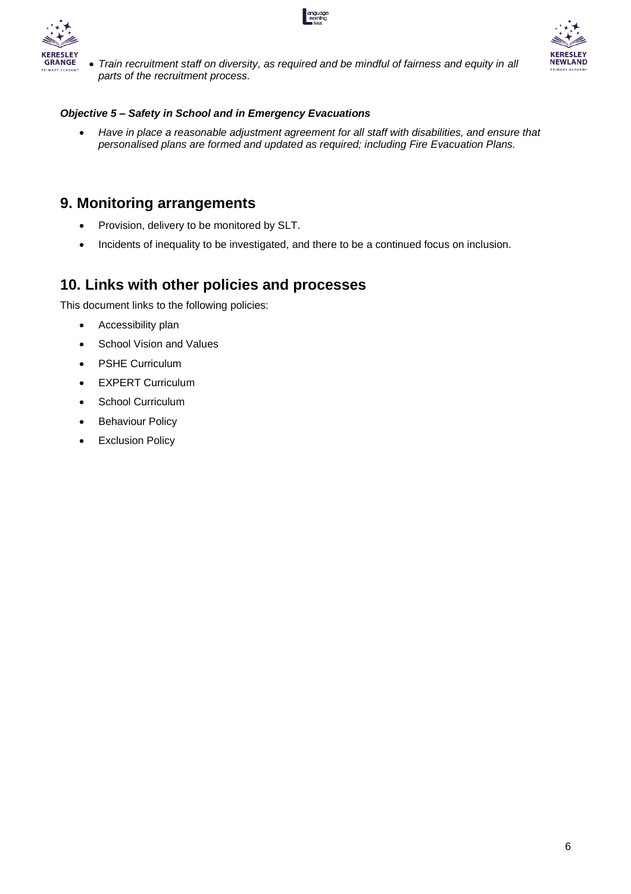- *Train recruitment staff on diversity, as required and be mindful of fairness and equity in all parts of the recruitment process.*

***Objective 5 – Safety in School and in Emergency Evacuations***

- *Have in place a reasonable adjustment agreement for all staff with disabilities, and ensure that personalised plans are formed and updated as required; including Fire Evacuation Plans.*

## 9. Monitoring arrangements

- Provision, delivery to be monitored by SLT.
- Incidents of inequality to be investigated, and there to be a continued focus on inclusion.

## 10. Links with other policies and processes

This document links to the following policies:

- Accessibility plan
- School Vision and Values
- PSHE Curriculum
- EXPERT Curriculum
- School Curriculum
- Behaviour Policy
- Exclusion Policy